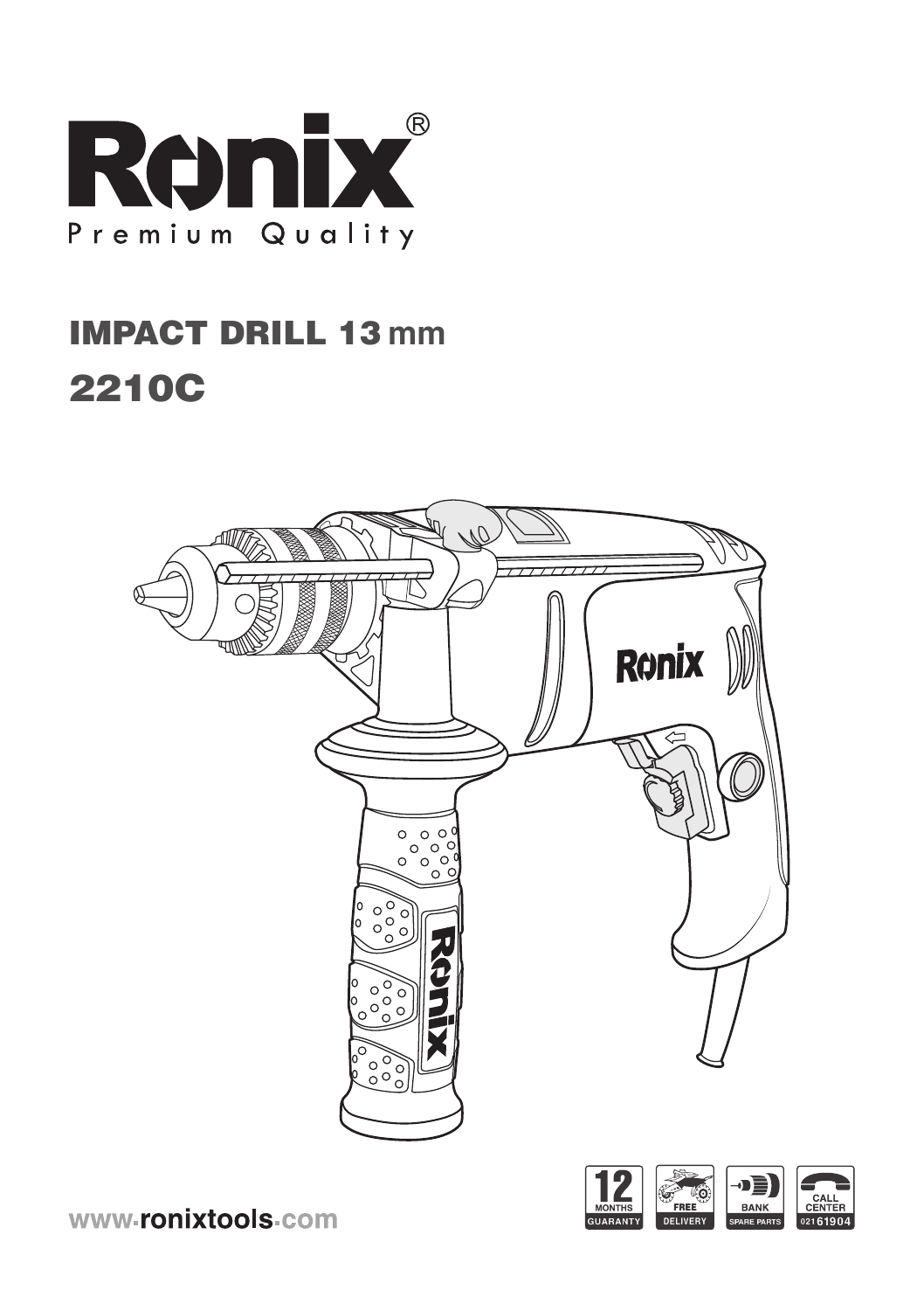# Ronix®

Premium Quality

## IMPACT DRILL 13 mm

## 2210C

12 MONTHS GUARANTY | FREE DELIVERY | BANK SPARE PARTS | CALL CENTER 021 61904

www.ronixtools.com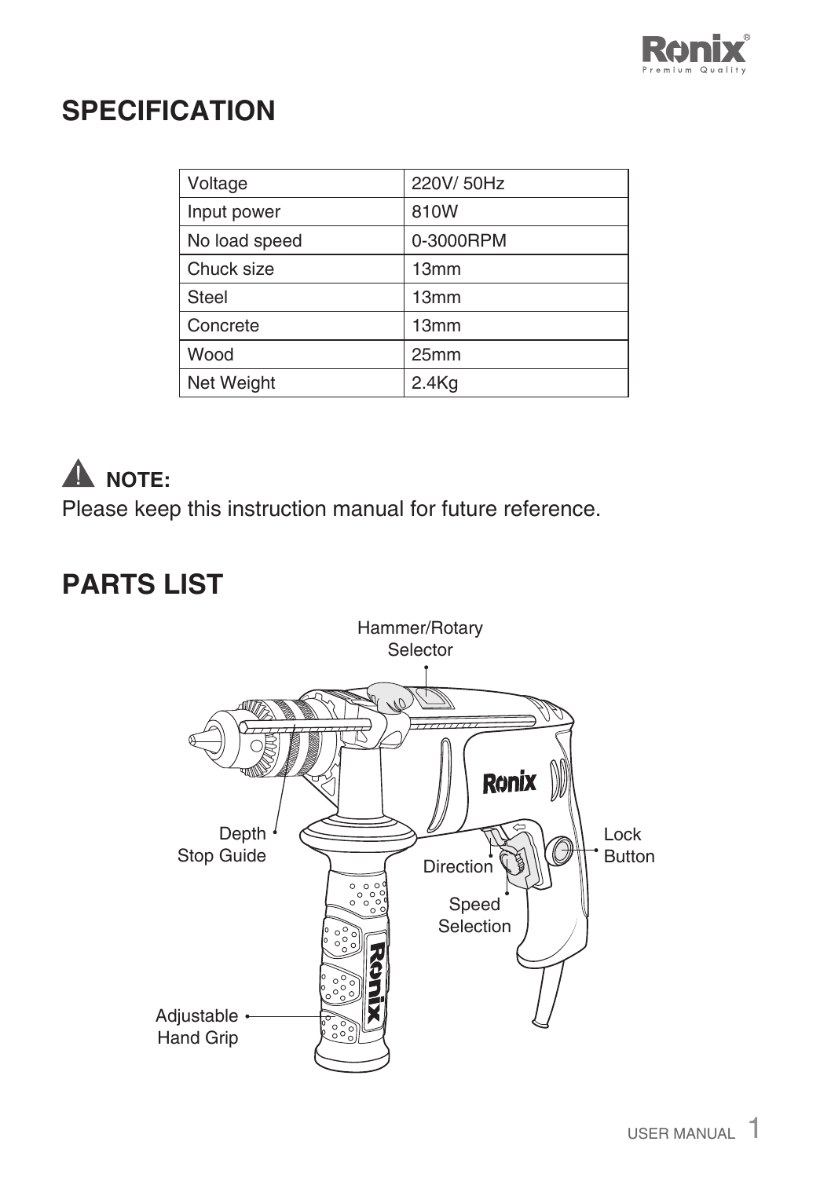## SPECIFICATION

| Voltage | 220V/ 50Hz |
|---|---|
| Input power | 810W |
| No load speed | 0-3000RPM |
| Chuck size | 13mm |
| Steel | 13mm |
| Concrete | 13mm |
| Wood | 25mm |
| Net Weight | 2.4Kg |

⚠ **NOTE:**

Please keep this instruction manual for future reference.

## PARTS LIST

Hammer/Rotary Selector

Depth Stop Guide

Direction

Speed Selection

Lock Button

Adjustable Hand Grip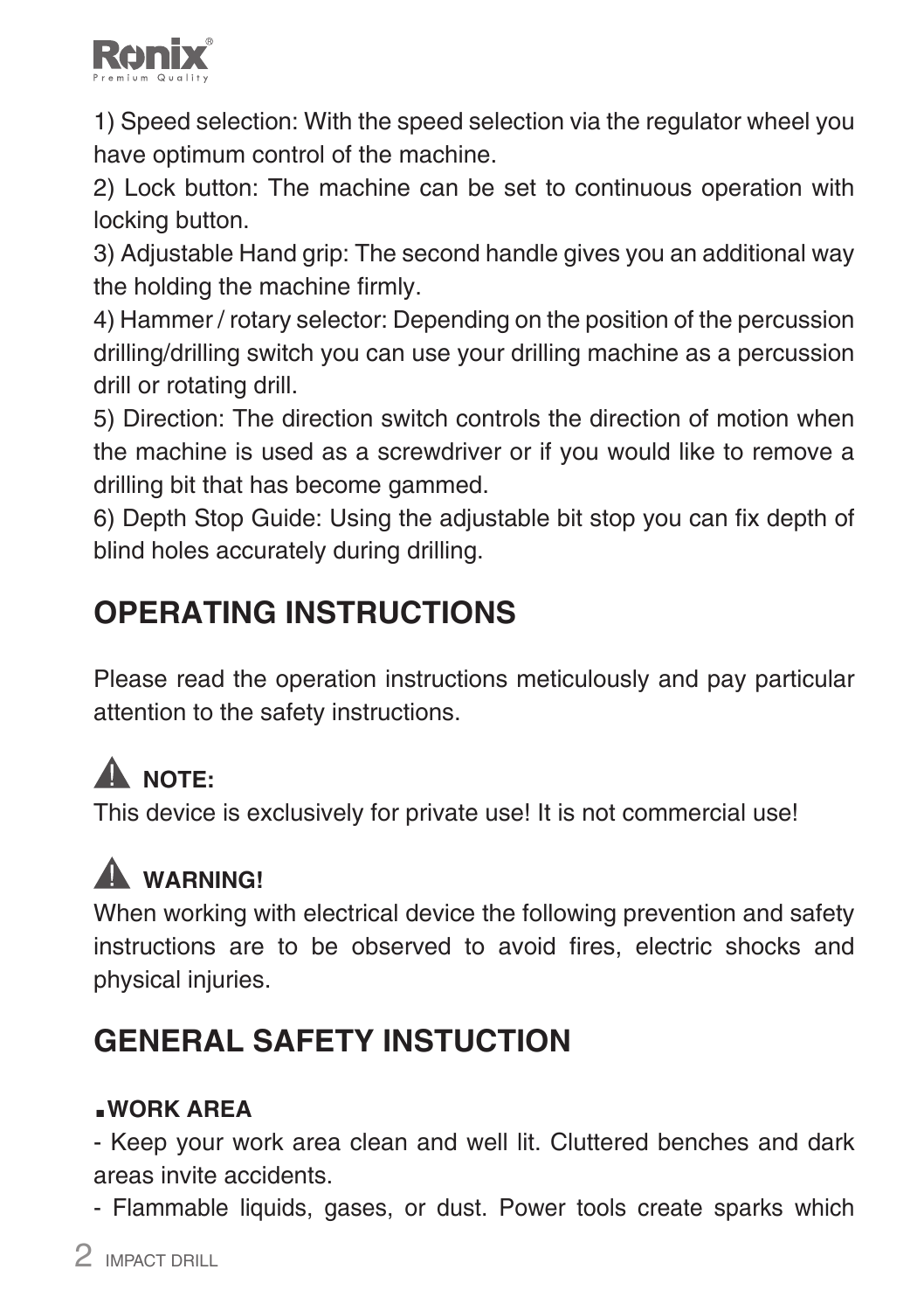1) Speed selection: With the speed selection via the regulator wheel you have optimum control of the machine.

2) Lock button: The machine can be set to continuous operation with locking button.

3) Adjustable Hand grip: The second handle gives you an additional way the holding the machine firmly.

4) Hammer / rotary selector: Depending on the position of the percussion drilling/drilling switch you can use your drilling machine as a percussion drill or rotating drill.

5) Direction: The direction switch controls the direction of motion when the machine is used as a screwdriver or if you would like to remove a drilling bit that has become gammed.

6) Depth Stop Guide: Using the adjustable bit stop you can fix depth of blind holes accurately during drilling.

## OPERATING INSTRUCTIONS

Please read the operation instructions meticulously and pay particular attention to the safety instructions.

⚠ **NOTE:**

This device is exclusively for private use! It is not commercial use!

⚠ **WARNING!**

When working with electrical device the following prevention and safety instructions are to be observed to avoid fires, electric shocks and physical injuries.

## GENERAL SAFETY INSTUCTION

▪ **WORK AREA**

- Keep your work area clean and well lit. Cluttered benches and dark areas invite accidents.
- Flammable liquids, gases, or dust. Power tools create sparks which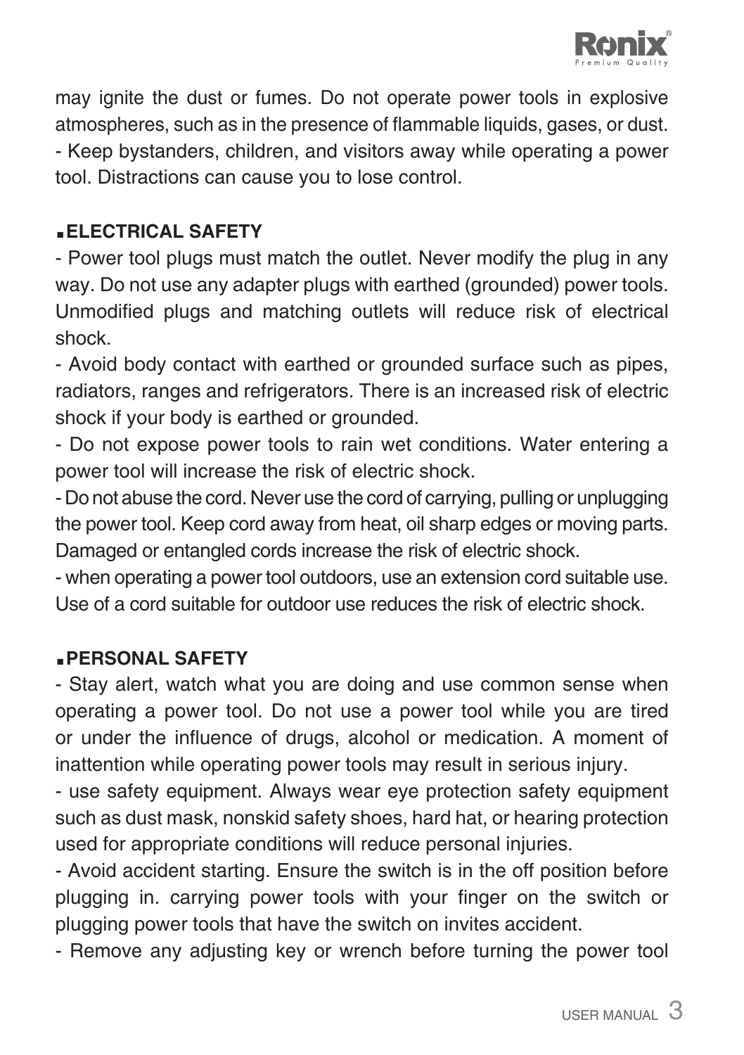may ignite the dust or fumes. Do not operate power tools in explosive atmospheres, such as in the presence of flammable liquids, gases, or dust.

- Keep bystanders, children, and visitors away while operating a power tool. Distractions can cause you to lose control.

## ▪ELECTRICAL SAFETY

- Power tool plugs must match the outlet. Never modify the plug in any way. Do not use any adapter plugs with earthed (grounded) power tools. Unmodified plugs and matching outlets will reduce risk of electrical shock.
- Avoid body contact with earthed or grounded surface such as pipes, radiators, ranges and refrigerators. There is an increased risk of electric shock if your body is earthed or grounded.
- Do not expose power tools to rain wet conditions. Water entering a power tool will increase the risk of electric shock.
- Do not abuse the cord. Never use the cord of carrying, pulling or unplugging the power tool. Keep cord away from heat, oil sharp edges or moving parts. Damaged or entangled cords increase the risk of electric shock.
- when operating a power tool outdoors, use an extension cord suitable use. Use of a cord suitable for outdoor use reduces the risk of electric shock.

## ▪PERSONAL SAFETY

- Stay alert, watch what you are doing and use common sense when operating a power tool. Do not use a power tool while you are tired or under the influence of drugs, alcohol or medication. A moment of inattention while operating power tools may result in serious injury.
- use safety equipment. Always wear eye protection safety equipment such as dust mask, nonskid safety shoes, hard hat, or hearing protection used for appropriate conditions will reduce personal injuries.
- Avoid accident starting. Ensure the switch is in the off position before plugging in. carrying power tools with your finger on the switch or plugging power tools that have the switch on invites accident.
- Remove any adjusting key or wrench before turning the power tool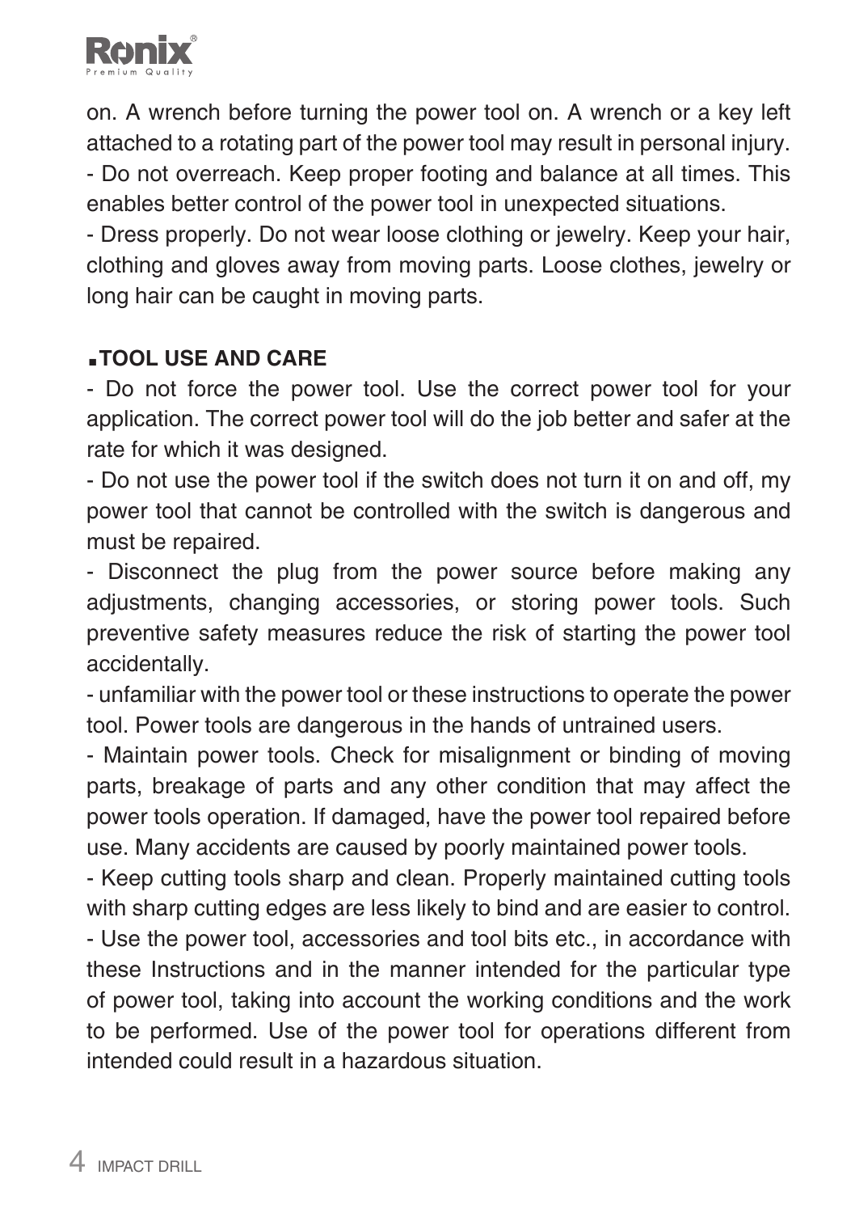on. A wrench before turning the power tool on. A wrench or a key left attached to a rotating part of the power tool may result in personal injury.

- Do not overreach. Keep proper footing and balance at all times. This enables better control of the power tool in unexpected situations.
- Dress properly. Do not wear loose clothing or jewelry. Keep your hair, clothing and gloves away from moving parts. Loose clothes, jewelry or long hair can be caught in moving parts.

## ▪TOOL USE AND CARE

- Do not force the power tool. Use the correct power tool for your application. The correct power tool will do the job better and safer at the rate for which it was designed.
- Do not use the power tool if the switch does not turn it on and off, my power tool that cannot be controlled with the switch is dangerous and must be repaired.
- Disconnect the plug from the power source before making any adjustments, changing accessories, or storing power tools. Such preventive safety measures reduce the risk of starting the power tool accidentally.
- unfamiliar with the power tool or these instructions to operate the power tool. Power tools are dangerous in the hands of untrained users.
- Maintain power tools. Check for misalignment or binding of moving parts, breakage of parts and any other condition that may affect the power tools operation. If damaged, have the power tool repaired before use. Many accidents are caused by poorly maintained power tools.
- Keep cutting tools sharp and clean. Properly maintained cutting tools with sharp cutting edges are less likely to bind and are easier to control.
- Use the power tool, accessories and tool bits etc., in accordance with these Instructions and in the manner intended for the particular type of power tool, taking into account the working conditions and the work to be performed. Use of the power tool for operations different from intended could result in a hazardous situation.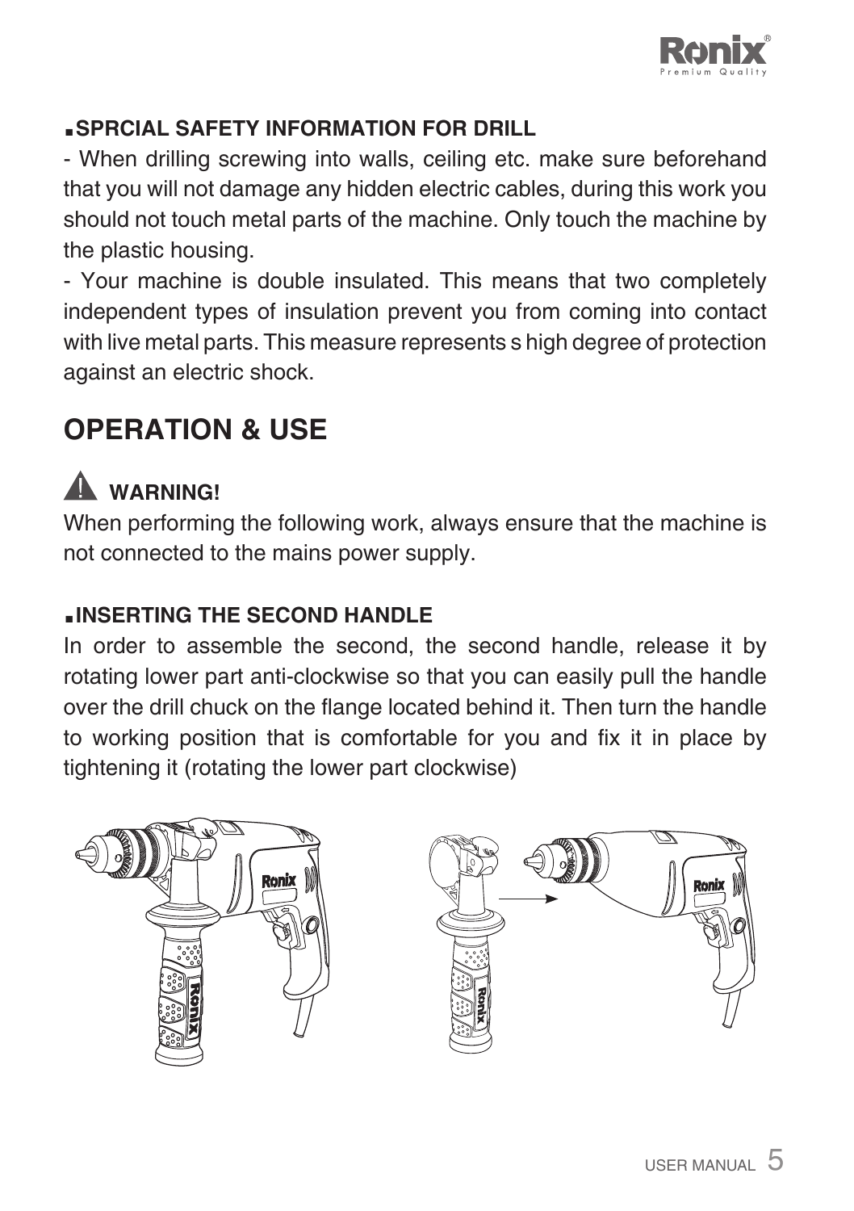### ■SPRCIAL SAFETY INFORMATION FOR DRILL

- When drilling screwing into walls, ceiling etc. make sure beforehand that you will not damage any hidden electric cables, during this work you should not touch metal parts of the machine. Only touch the machine by the plastic housing.
- Your machine is double insulated. This means that two completely independent types of insulation prevent you from coming into contact with live metal parts. This measure represents s high degree of protection against an electric shock.

## OPERATION & USE

**⚠ WARNING!**

When performing the following work, always ensure that the machine is not connected to the mains power supply.

### ■INSERTING THE SECOND HANDLE

In order to assemble the second, the second handle, release it by rotating lower part anti-clockwise so that you can easily pull the handle over the drill chuck on the flange located behind it. Then turn the handle to working position that is comfortable for you and fix it in place by tightening it (rotating the lower part clockwise)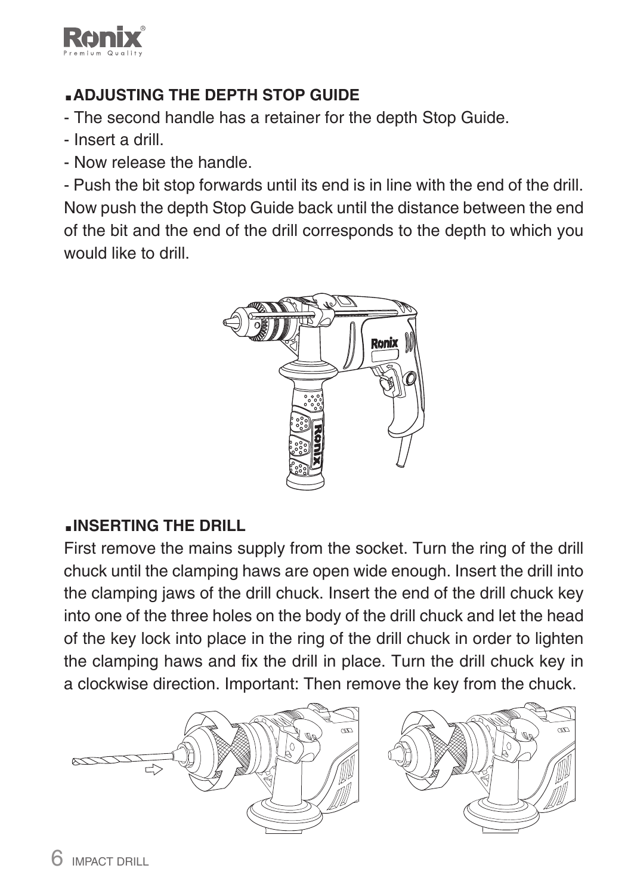## ADJUSTING THE DEPTH STOP GUIDE

- The second handle has a retainer for the depth Stop Guide.
- Insert a drill.
- Now release the handle.
- Push the bit stop forwards until its end is in line with the end of the drill. Now push the depth Stop Guide back until the distance between the end of the bit and the end of the drill corresponds to the depth to which you would like to drill.

## INSERTING THE DRILL

First remove the mains supply from the socket. Turn the ring of the drill chuck until the clamping haws are open wide enough. Insert the drill into the clamping jaws of the drill chuck. Insert the end of the drill chuck key into one of the three holes on the body of the drill chuck and let the head of the key lock into place in the ring of the drill chuck in order to lighten the clamping haws and fix the drill in place. Turn the drill chuck key in a clockwise direction. Important: Then remove the key from the chuck.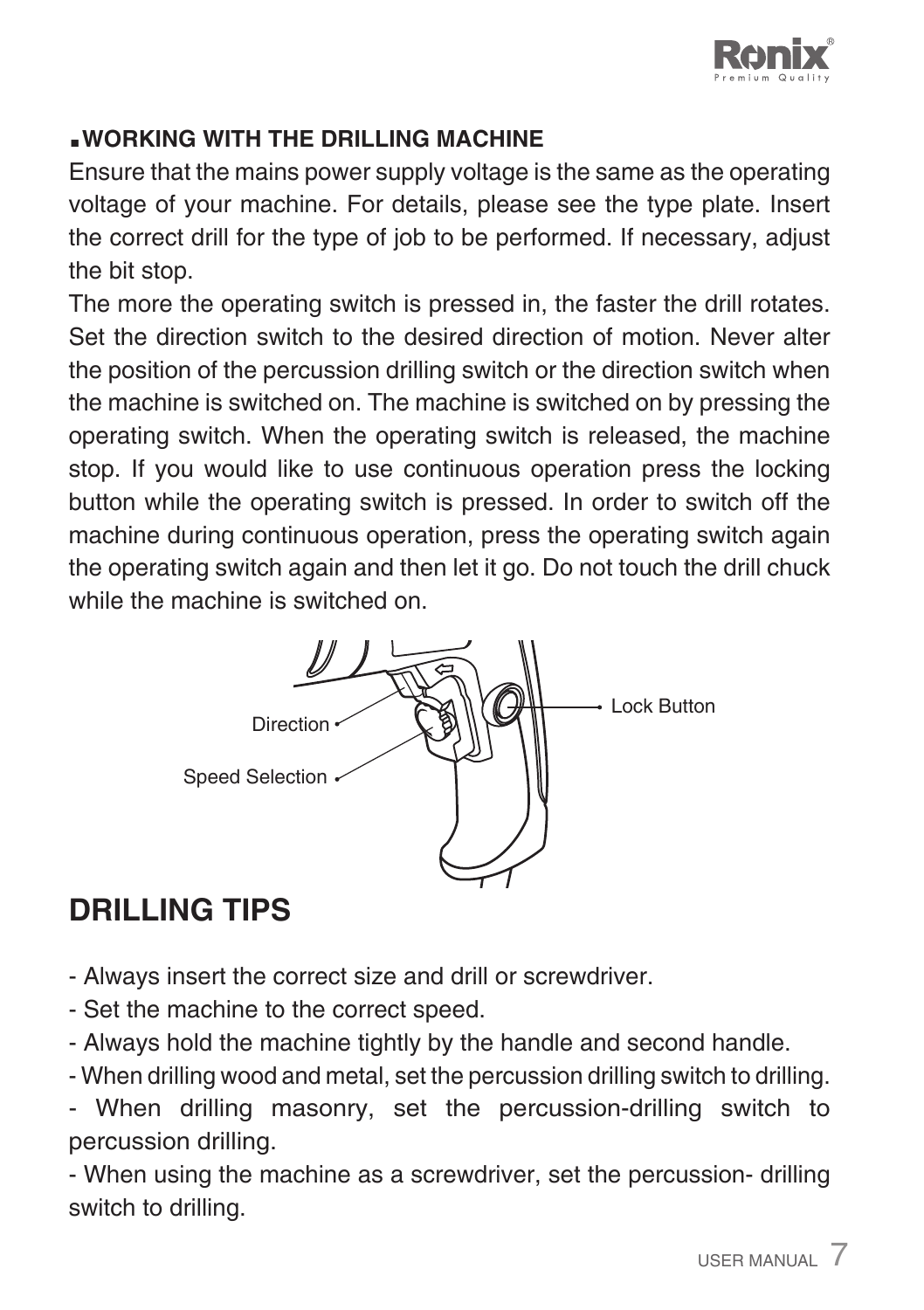## ▪WORKING WITH THE DRILLING MACHINE

Ensure that the mains power supply voltage is the same as the operating voltage of your machine. For details, please see the type plate. Insert the correct drill for the type of job to be performed. If necessary, adjust the bit stop.

The more the operating switch is pressed in, the faster the drill rotates. Set the direction switch to the desired direction of motion. Never alter the position of the percussion drilling switch or the direction switch when the machine is switched on. The machine is switched on by pressing the operating switch. When the operating switch is released, the machine stop. If you would like to use continuous operation press the locking button while the operating switch is pressed. In order to switch off the machine during continuous operation, press the operating switch again the operating switch again and then let it go. Do not touch the drill chuck while the machine is switched on.

Direction

Speed Selection

Lock Button

# DRILLING TIPS

- Always insert the correct size and drill or screwdriver.
- Set the machine to the correct speed.
- Always hold the machine tightly by the handle and second handle.
- When drilling wood and metal, set the percussion drilling switch to drilling.
- When drilling masonry, set the percussion-drilling switch to percussion drilling.
- When using the machine as a screwdriver, set the percussion- drilling switch to drilling.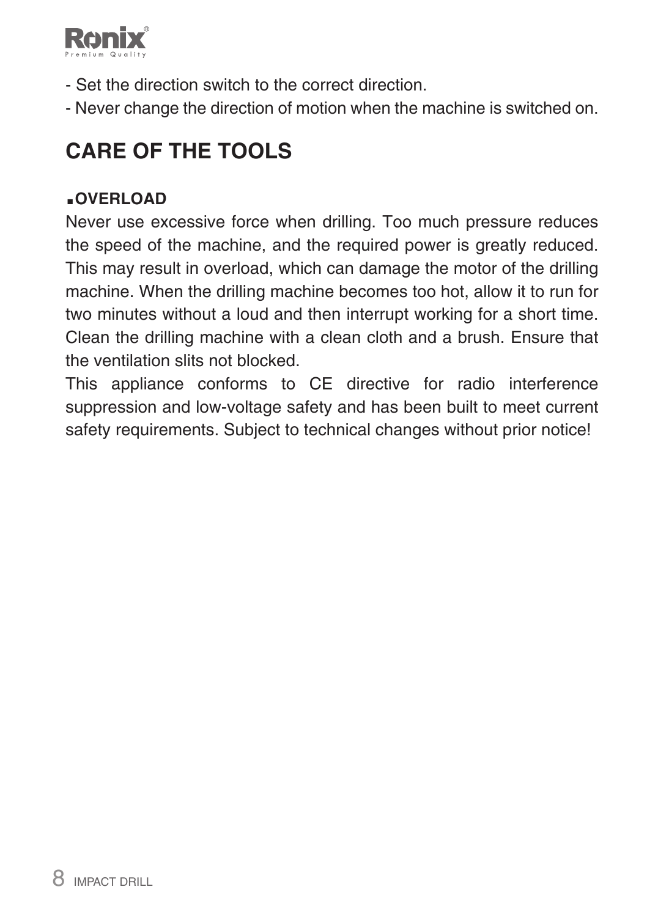- Set the direction switch to the correct direction.
- Never change the direction of motion when the machine is switched on.

## CARE OF THE TOOLS

### ▪OVERLOAD

Never use excessive force when drilling. Too much pressure reduces the speed of the machine, and the required power is greatly reduced. This may result in overload, which can damage the motor of the drilling machine. When the drilling machine becomes too hot, allow it to run for two minutes without a loud and then interrupt working for a short time. Clean the drilling machine with a clean cloth and a brush. Ensure that the ventilation slits not blocked.

This appliance conforms to CE directive for radio interference suppression and low-voltage safety and has been built to meet current safety requirements. Subject to technical changes without prior notice!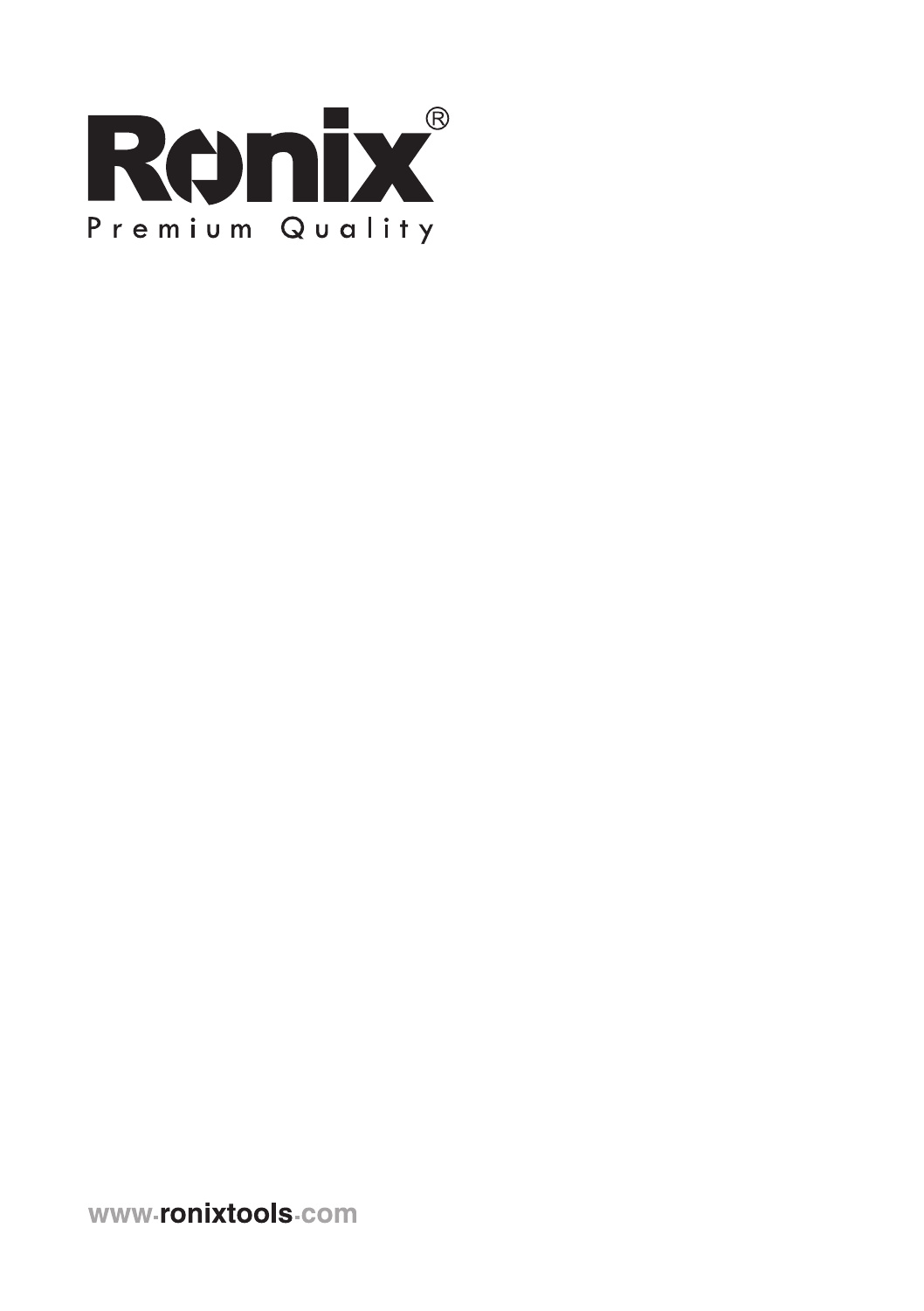Ronix®

Premium Quality

www.ronixtools.com